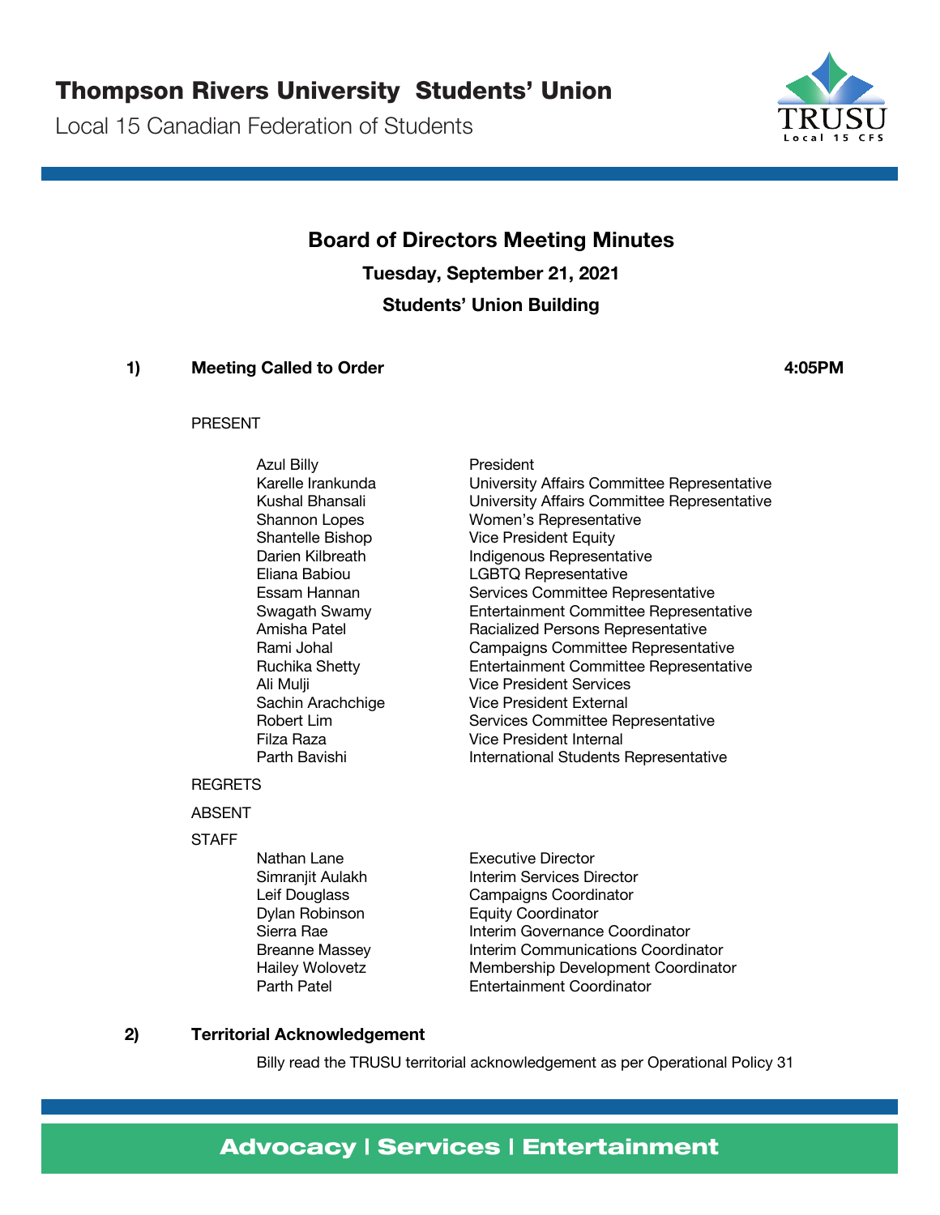# Thompson Rivers University Students' Union

Local 15 Canadian Federation of Students

## Board of Directors Meeting Minutes

**Tuesday, September 21, 2021**

**Students' Union Building**

### 1) Meeting Called to Order 4:05PM

PRESENT

| | |
|---|---|
| Azul Billy | President |
| Karelle Irankunda | University Affairs Committee Representative |
| Kushal Bhansali | University Affairs Committee Representative |
| Shannon Lopes | Women's Representative |
| Shantelle Bishop | Vice President Equity |
| Darien Kilbreath | Indigenous Representative |
| Eliana Babiou | LGBTQ Representative |
| Essam Hannan | Services Committee Representative |
| Swagath Swamy | Entertainment Committee Representative |
| Amisha Patel | Racialized Persons Representative |
| Rami Johal | Campaigns Committee Representative |
| Ruchika Shetty | Entertainment Committee Representative |
| Ali Mulji | Vice President Services |
| Sachin Arachchige | Vice President External |
| Robert Lim | Services Committee Representative |
| Filza Raza | Vice President Internal |
| Parth Bavishi | International Students Representative |

REGRETS

ABSENT

STAFF

| | |
|---|---|
| Nathan Lane | Executive Director |
| Simranjit Aulakh | Interim Services Director |
| Leif Douglass | Campaigns Coordinator |
| Dylan Robinson | Equity Coordinator |
| Sierra Rae | Interim Governance Coordinator |
| Breanne Massey | Interim Communications Coordinator |
| Hailey Wolovetz | Membership Development Coordinator |
| Parth Patel | Entertainment Coordinator |

### 2) Territorial Acknowledgement

Billy read the TRUSU territorial acknowledgement as per Operational Policy 31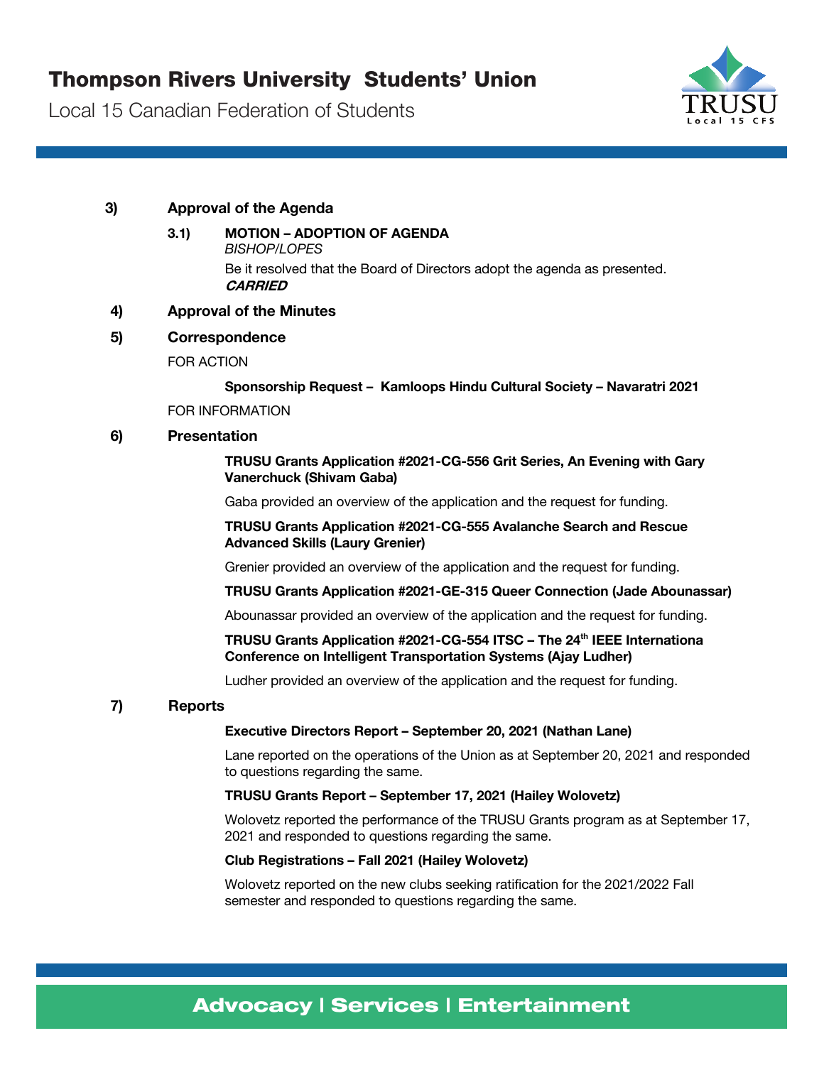## 3) Approval of the Agenda

### 3.1) MOTION – ADOPTION OF AGENDA

*BISHOP/LOPES*

Be it resolved that the Board of Directors adopt the agenda as presented.

***CARRIED***

## 4) Approval of the Minutes

## 5) Correspondence

FOR ACTION

**Sponsorship Request – Kamloops Hindu Cultural Society – Navaratri 2021**

FOR INFORMATION

## 6) Presentation

**TRUSU Grants Application #2021-CG-556 Grit Series, An Evening with Gary Vanerchuck (Shivam Gaba)**

Gaba provided an overview of the application and the request for funding.

**TRUSU Grants Application #2021-CG-555 Avalanche Search and Rescue Advanced Skills (Laury Grenier)**

Grenier provided an overview of the application and the request for funding.

**TRUSU Grants Application #2021-GE-315 Queer Connection (Jade Abounassar)**

Abounassar provided an overview of the application and the request for funding.

**TRUSU Grants Application #2021-CG-554 ITSC – The 24th IEEE Internationa Conference on Intelligent Transportation Systems (Ajay Ludher)**

Ludher provided an overview of the application and the request for funding.

## 7) Reports

**Executive Directors Report – September 20, 2021 (Nathan Lane)**

Lane reported on the operations of the Union as at September 20, 2021 and responded to questions regarding the same.

**TRUSU Grants Report – September 17, 2021 (Hailey Wolovetz)**

Wolovetz reported the performance of the TRUSU Grants program as at September 17, 2021 and responded to questions regarding the same.

**Club Registrations – Fall 2021 (Hailey Wolovetz)**

Wolovetz reported on the new clubs seeking ratification for the 2021/2022 Fall semester and responded to questions regarding the same.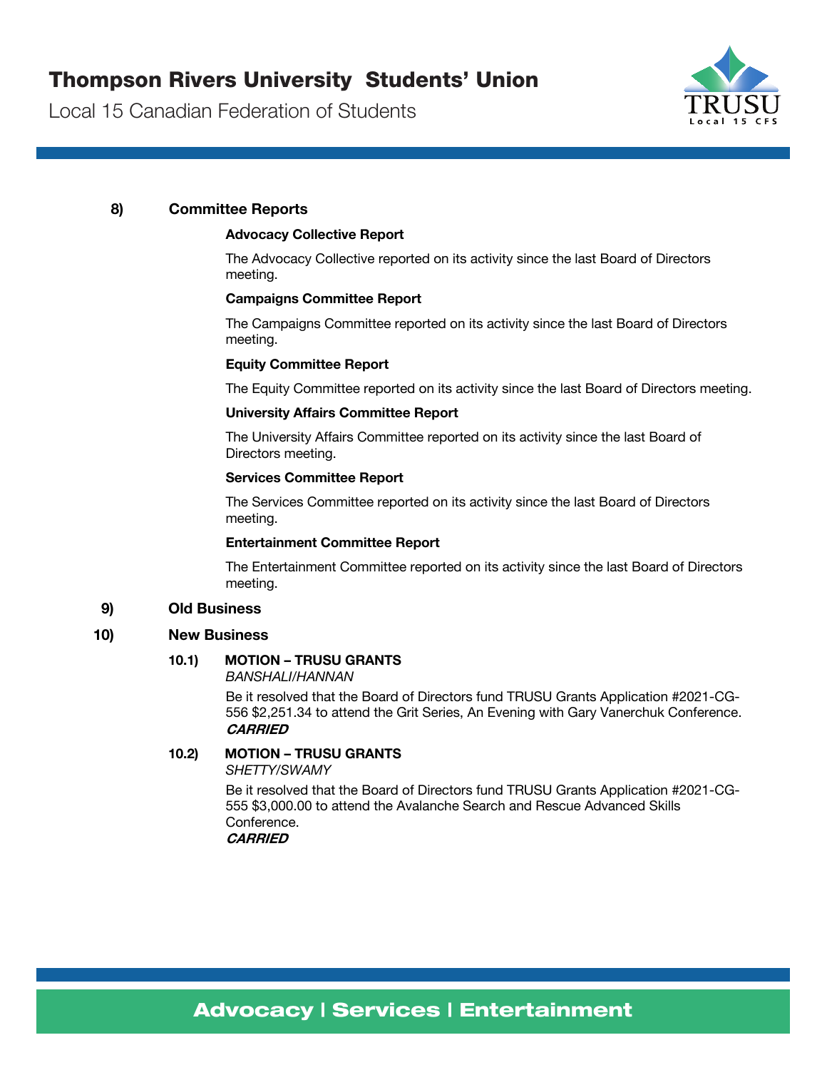## 8) Committee Reports

**Advocacy Collective Report**

The Advocacy Collective reported on its activity since the last Board of Directors meeting.

**Campaigns Committee Report**

The Campaigns Committee reported on its activity since the last Board of Directors meeting.

**Equity Committee Report**

The Equity Committee reported on its activity since the last Board of Directors meeting.

**University Affairs Committee Report**

The University Affairs Committee reported on its activity since the last Board of Directors meeting.

**Services Committee Report**

The Services Committee reported on its activity since the last Board of Directors meeting.

**Entertainment Committee Report**

The Entertainment Committee reported on its activity since the last Board of Directors meeting.

## 9) Old Business

## 10) New Business

### 10.1) MOTION – TRUSU GRANTS

*BANSHALI/HANNAN*

Be it resolved that the Board of Directors fund TRUSU Grants Application #2021-CG-556 $2,251.34 to attend the Grit Series, An Evening with Gary Vanerchuk Conference.
***CARRIED***

### 10.2) MOTION – TRUSU GRANTS

*SHETTY/SWAMY*

Be it resolved that the Board of Directors fund TRUSU Grants Application #2021-CG-555 $3,000.00 to attend the Avalanche Search and Rescue Advanced Skills Conference.
***CARRIED***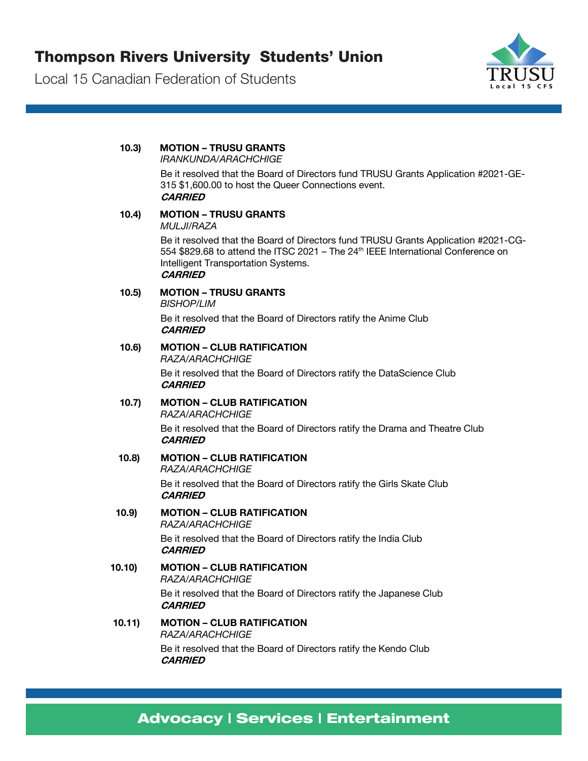**10.3) MOTION – TRUSU GRANTS**

*IRANKUNDA/ARACHCHIGE*

Be it resolved that the Board of Directors fund TRUSU Grants Application #2021-GE-315 $1,600.00 to host the Queer Connections event.

***CARRIED***

**10.4) MOTION – TRUSU GRANTS**

*MULJI/RAZA*

Be it resolved that the Board of Directors fund TRUSU Grants Application #2021-CG-554 $829.68 to attend the ITSC 2021 – The 24th IEEE International Conference on Intelligent Transportation Systems.

***CARRIED***

**10.5) MOTION – TRUSU GRANTS**

*BISHOP/LIM*

Be it resolved that the Board of Directors ratify the Anime Club

***CARRIED***

**10.6) MOTION – CLUB RATIFICATION**

*RAZA/ARACHCHIGE*

Be it resolved that the Board of Directors ratify the DataScience Club

***CARRIED***

**10.7) MOTION – CLUB RATIFICATION**

*RAZA/ARACHCHIGE*

Be it resolved that the Board of Directors ratify the Drama and Theatre Club

***CARRIED***

**10.8) MOTION – CLUB RATIFICATION**

*RAZA/ARACHCHIGE*

Be it resolved that the Board of Directors ratify the Girls Skate Club

***CARRIED***

**10.9) MOTION – CLUB RATIFICATION**

*RAZA/ARACHCHIGE*

Be it resolved that the Board of Directors ratify the India Club

***CARRIED***

**10.10) MOTION – CLUB RATIFICATION**

*RAZA/ARACHCHIGE*

Be it resolved that the Board of Directors ratify the Japanese Club

***CARRIED***

**10.11) MOTION – CLUB RATIFICATION**

*RAZA/ARACHCHIGE*

Be it resolved that the Board of Directors ratify the Kendo Club

***CARRIED***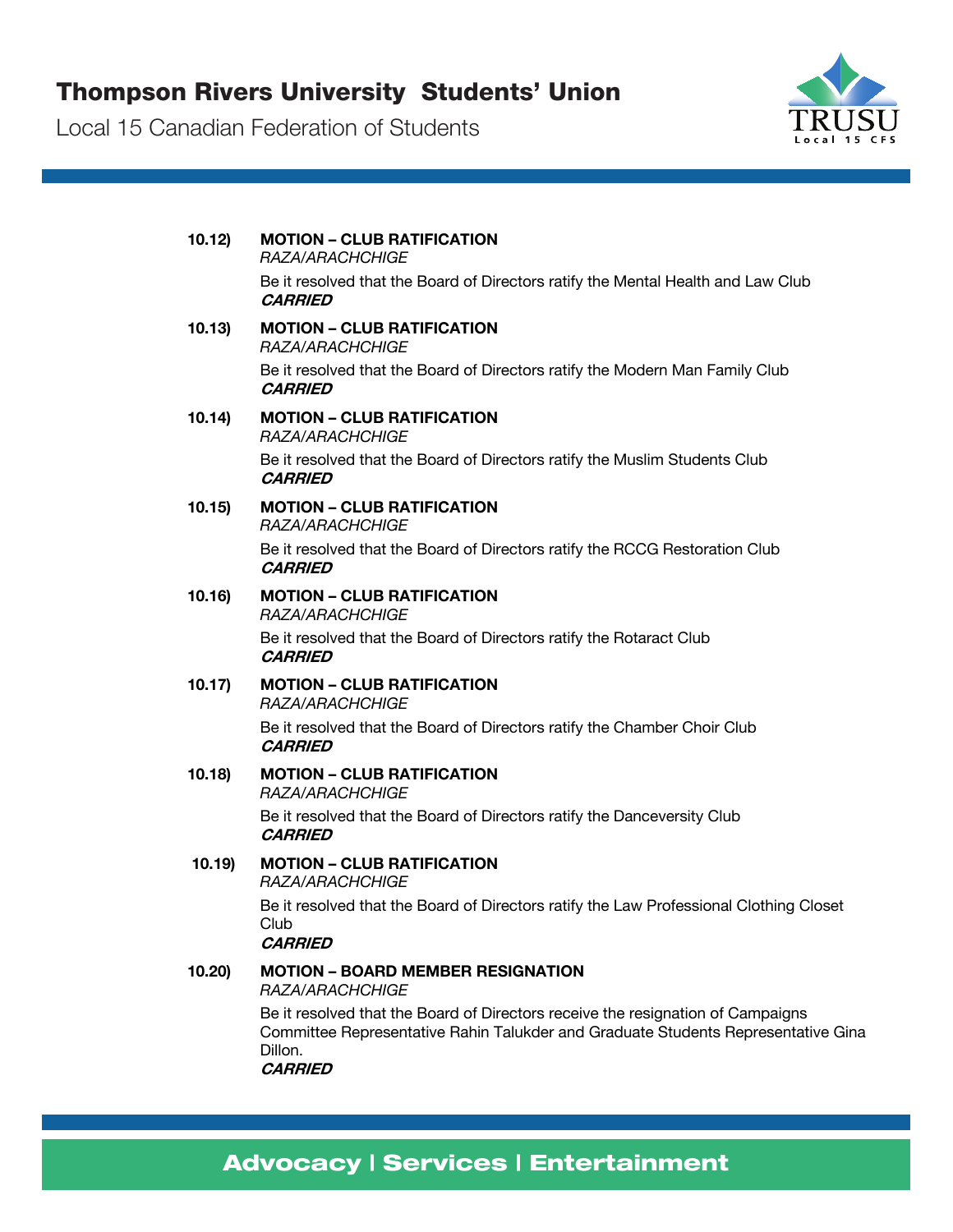**10.12) MOTION – CLUB RATIFICATION**
*RAZA/ARACHCHIGE*

Be it resolved that the Board of Directors ratify the Mental Health and Law Club
***CARRIED***

**10.13) MOTION – CLUB RATIFICATION**
*RAZA/ARACHCHIGE*

Be it resolved that the Board of Directors ratify the Modern Man Family Club
***CARRIED***

**10.14) MOTION – CLUB RATIFICATION**
*RAZA/ARACHCHIGE*

Be it resolved that the Board of Directors ratify the Muslim Students Club
***CARRIED***

**10.15) MOTION – CLUB RATIFICATION**
*RAZA/ARACHCHIGE*

Be it resolved that the Board of Directors ratify the RCCG Restoration Club
***CARRIED***

**10.16) MOTION – CLUB RATIFICATION**
*RAZA/ARACHCHIGE*

Be it resolved that the Board of Directors ratify the Rotaract Club
***CARRIED***

**10.17) MOTION – CLUB RATIFICATION**
*RAZA/ARACHCHIGE*

Be it resolved that the Board of Directors ratify the Chamber Choir Club
***CARRIED***

**10.18) MOTION – CLUB RATIFICATION**
*RAZA/ARACHCHIGE*

Be it resolved that the Board of Directors ratify the Danceversity Club
***CARRIED***

**10.19) MOTION – CLUB RATIFICATION**
*RAZA/ARACHCHIGE*

Be it resolved that the Board of Directors ratify the Law Professional Clothing Closet Club
***CARRIED***

**10.20) MOTION – BOARD MEMBER RESIGNATION**
*RAZA/ARACHCHIGE*

Be it resolved that the Board of Directors receive the resignation of Campaigns Committee Representative Rahin Talukder and Graduate Students Representative Gina Dillon.
***CARRIED***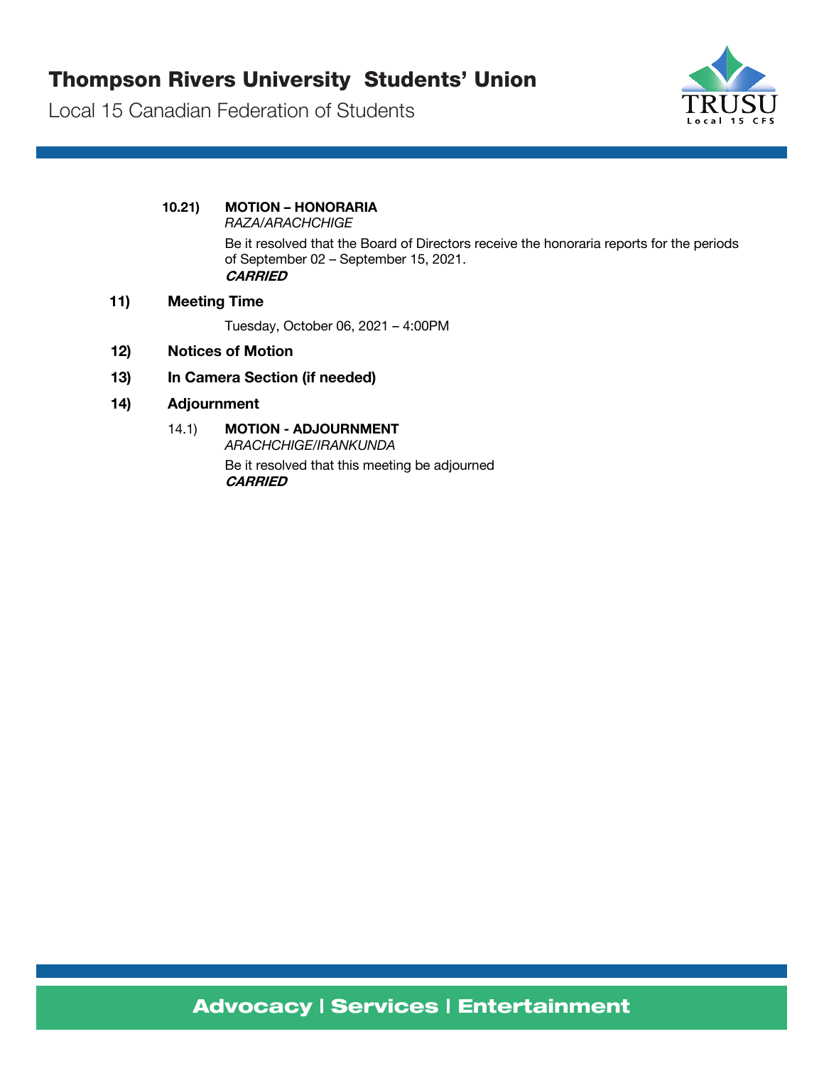**10.21) MOTION – HONORARIA**
*RAZA/ARACHCHIGE*

Be it resolved that the Board of Directors receive the honoraria reports for the periods of September 02 – September 15, 2021.
***CARRIED***

**11) Meeting Time**

Tuesday, October 06, 2021 – 4:00PM

**12) Notices of Motion**

**13) In Camera Section (if needed)**

**14) Adjournment**

14.1) **MOTION - ADJOURNMENT**
*ARACHCHIGE/IRANKUNDA*

Be it resolved that this meeting be adjourned
***CARRIED***